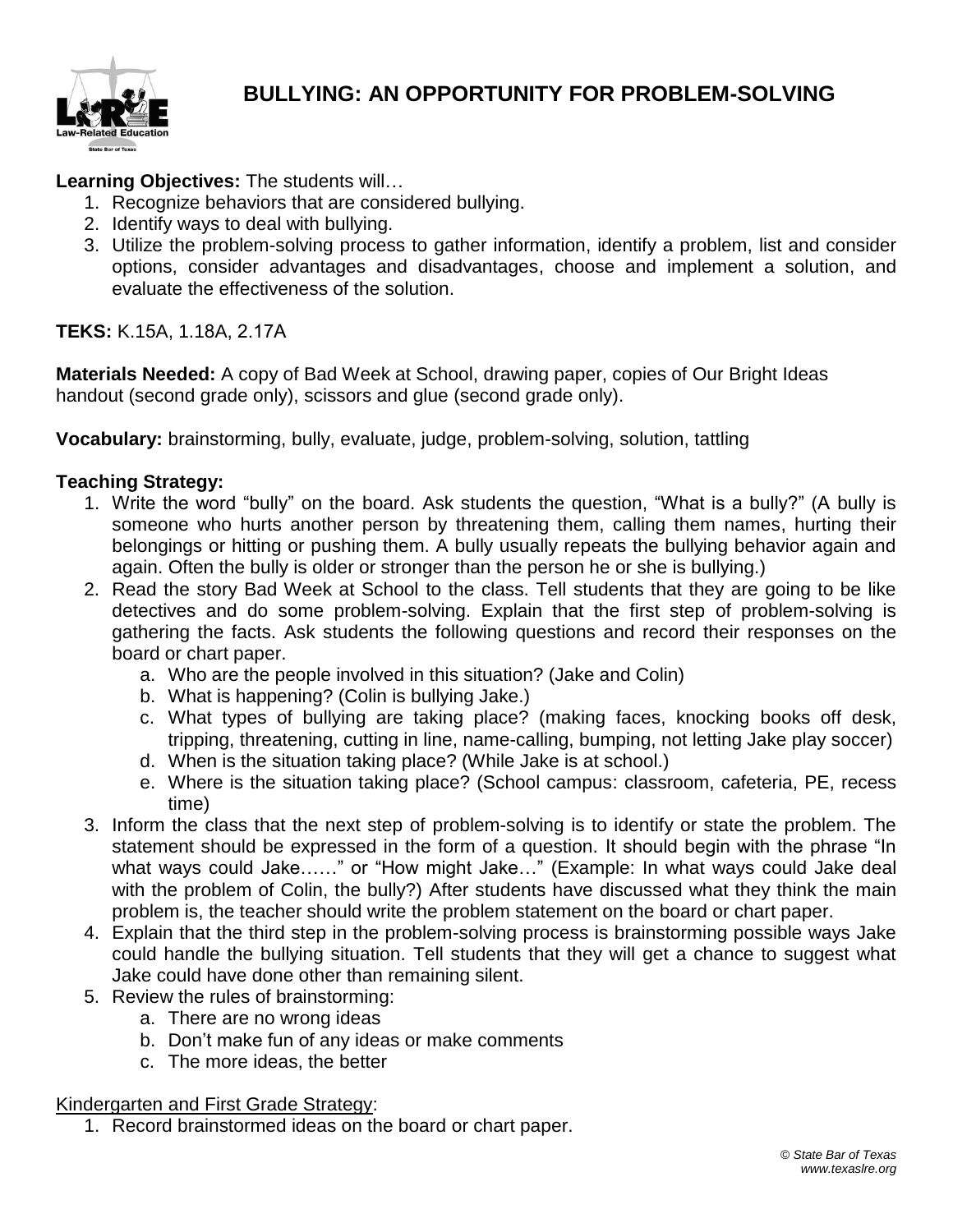# BULLYING: AN OPPORTUNITY FOR PROBLEM-SOLVING

**Learning Objectives:** The students will…

1. Recognize behaviors that are considered bullying.
2. Identify ways to deal with bullying.
3. Utilize the problem-solving process to gather information, identify a problem, list and consider options, consider advantages and disadvantages, choose and implement a solution, and evaluate the effectiveness of the solution.

**TEKS:** K.15A, 1.18A, 2.17A

**Materials Needed:** A copy of Bad Week at School, drawing paper, copies of Our Bright Ideas handout (second grade only), scissors and glue (second grade only).

**Vocabulary:** brainstorming, bully, evaluate, judge, problem-solving, solution, tattling

**Teaching Strategy:**

1. Write the word "bully" on the board. Ask students the question, "What is a bully?" (A bully is someone who hurts another person by threatening them, calling them names, hurting their belongings or hitting or pushing them. A bully usually repeats the bullying behavior again and again. Often the bully is older or stronger than the person he or she is bullying.)
2. Read the story Bad Week at School to the class. Tell students that they are going to be like detectives and do some problem-solving. Explain that the first step of problem-solving is gathering the facts. Ask students the following questions and record their responses on the board or chart paper.
   a. Who are the people involved in this situation? (Jake and Colin)
   b. What is happening? (Colin is bullying Jake.)
   c. What types of bullying are taking place? (making faces, knocking books off desk, tripping, threatening, cutting in line, name-calling, bumping, not letting Jake play soccer)
   d. When is the situation taking place? (While Jake is at school.)
   e. Where is the situation taking place? (School campus: classroom, cafeteria, PE, recess time)
3. Inform the class that the next step of problem-solving is to identify or state the problem. The statement should be expressed in the form of a question. It should begin with the phrase "In what ways could Jake……" or "How might Jake…" (Example: In what ways could Jake deal with the problem of Colin, the bully?) After students have discussed what they think the main problem is, the teacher should write the problem statement on the board or chart paper.
4. Explain that the third step in the problem-solving process is brainstorming possible ways Jake could handle the bullying situation. Tell students that they will get a chance to suggest what Jake could have done other than remaining silent.
5. Review the rules of brainstorming:
   a. There are no wrong ideas
   b. Don't make fun of any ideas or make comments
   c. The more ideas, the better

<u>Kindergarten and First Grade Strategy</u>:

1. Record brainstormed ideas on the board or chart paper.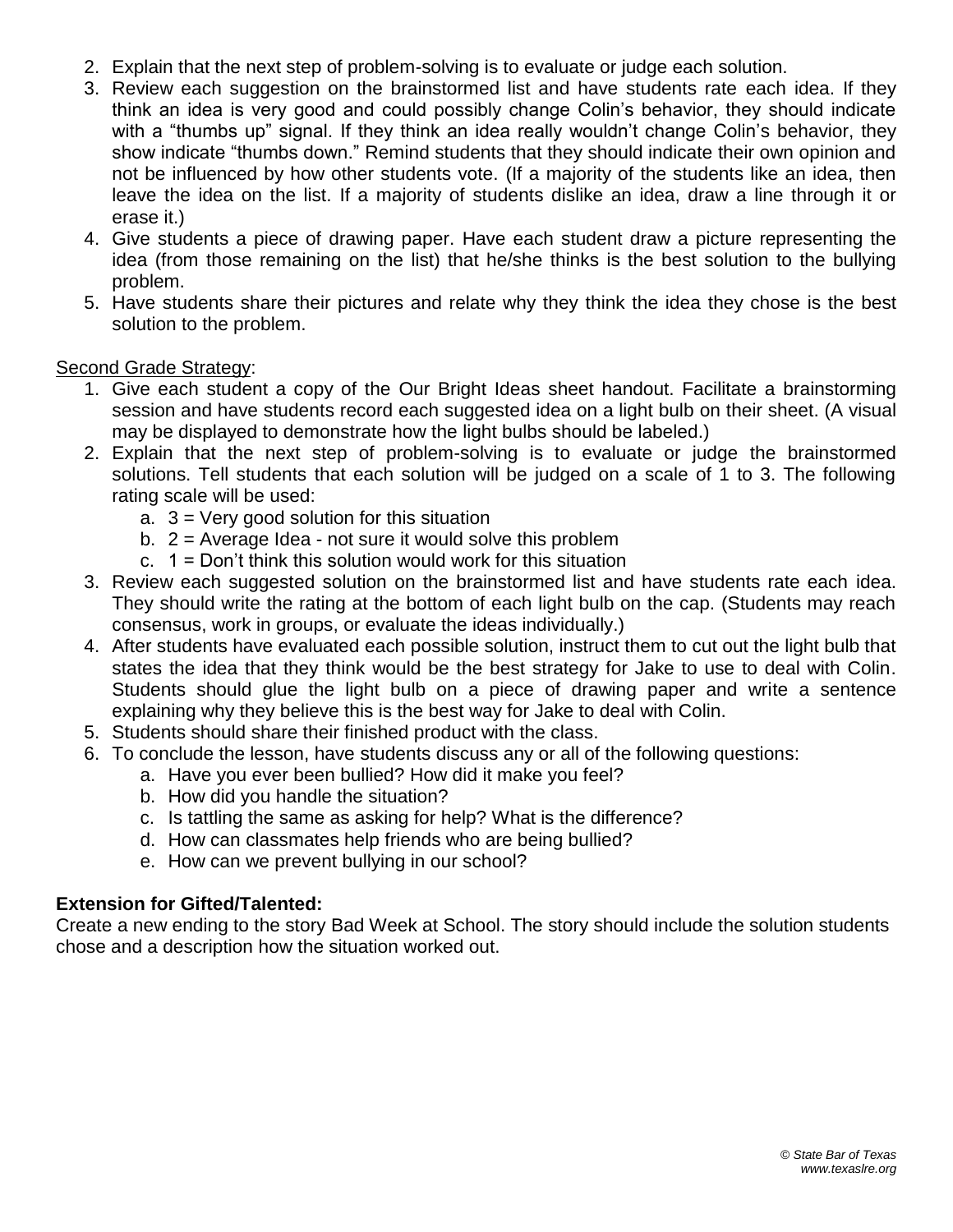2. Explain that the next step of problem-solving is to evaluate or judge each solution.
3. Review each suggestion on the brainstormed list and have students rate each idea. If they think an idea is very good and could possibly change Colin's behavior, they should indicate with a "thumbs up" signal. If they think an idea really wouldn't change Colin's behavior, they show indicate "thumbs down." Remind students that they should indicate their own opinion and not be influenced by how other students vote. (If a majority of the students like an idea, then leave the idea on the list. If a majority of students dislike an idea, draw a line through it or erase it.)
4. Give students a piece of drawing paper. Have each student draw a picture representing the idea (from those remaining on the list) that he/she thinks is the best solution to the bullying problem.
5. Have students share their pictures and relate why they think the idea they chose is the best solution to the problem.

<u>Second Grade Strategy</u>:

1. Give each student a copy of the Our Bright Ideas sheet handout. Facilitate a brainstorming session and have students record each suggested idea on a light bulb on their sheet. (A visual may be displayed to demonstrate how the light bulbs should be labeled.)
2. Explain that the next step of problem-solving is to evaluate or judge the brainstormed solutions. Tell students that each solution will be judged on a scale of 1 to 3. The following rating scale will be used:
   a. 3 = Very good solution for this situation
   b. 2 = Average Idea - not sure it would solve this problem
   c. 1 = Don't think this solution would work for this situation
3. Review each suggested solution on the brainstormed list and have students rate each idea. They should write the rating at the bottom of each light bulb on the cap. (Students may reach consensus, work in groups, or evaluate the ideas individually.)
4. After students have evaluated each possible solution, instruct them to cut out the light bulb that states the idea that they think would be the best strategy for Jake to use to deal with Colin. Students should glue the light bulb on a piece of drawing paper and write a sentence explaining why they believe this is the best way for Jake to deal with Colin.
5. Students should share their finished product with the class.
6. To conclude the lesson, have students discuss any or all of the following questions:
   a. Have you ever been bullied? How did it make you feel?
   b. How did you handle the situation?
   c. Is tattling the same as asking for help? What is the difference?
   d. How can classmates help friends who are being bullied?
   e. How can we prevent bullying in our school?

**Extension for Gifted/Talented:**

Create a new ending to the story Bad Week at School. The story should include the solution students chose and a description how the situation worked out.

*© State Bar of Texas*
*www.texaslre.org*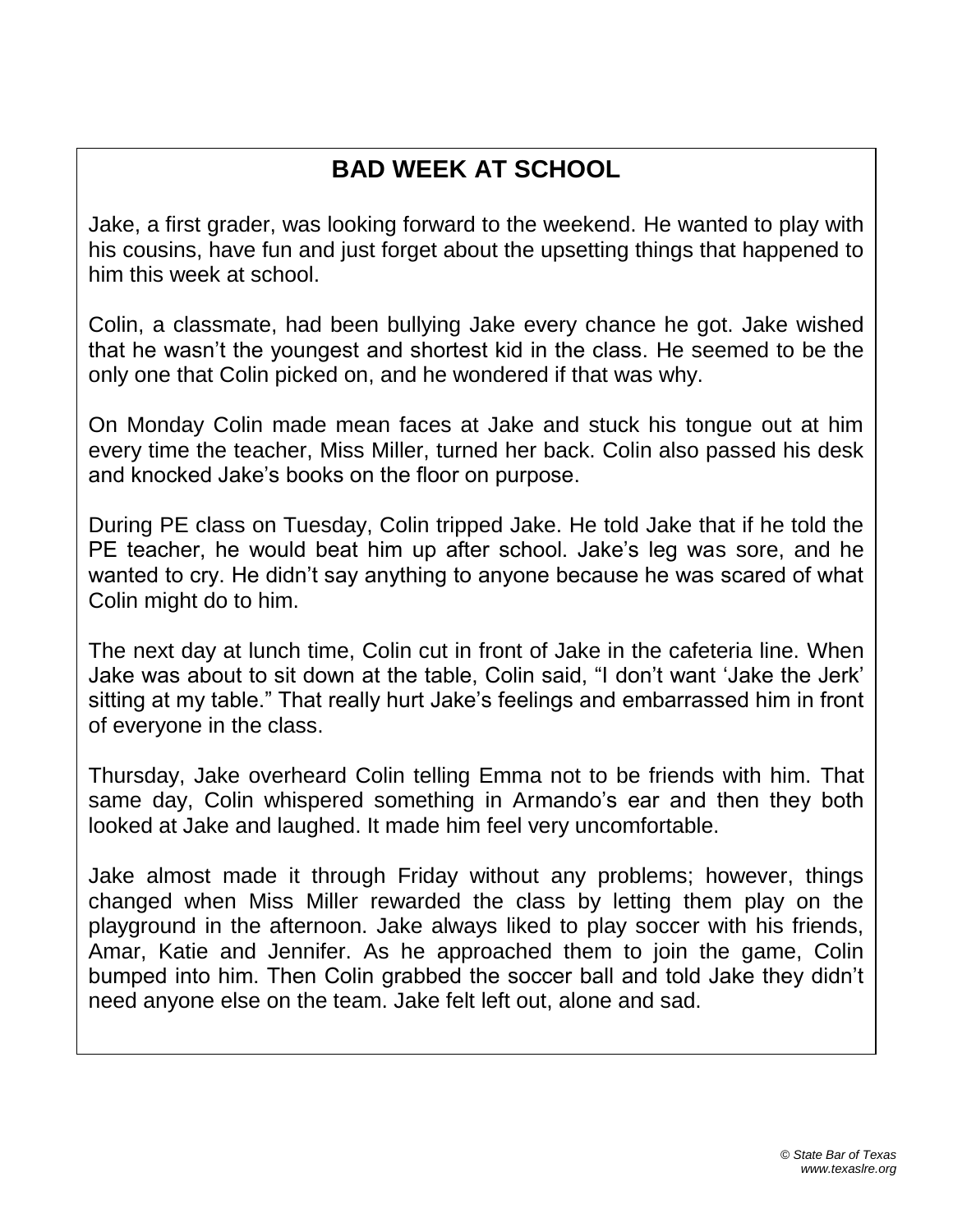# BAD WEEK AT SCHOOL

Jake, a first grader, was looking forward to the weekend. He wanted to play with his cousins, have fun and just forget about the upsetting things that happened to him this week at school.

Colin, a classmate, had been bullying Jake every chance he got. Jake wished that he wasn't the youngest and shortest kid in the class. He seemed to be the only one that Colin picked on, and he wondered if that was why.

On Monday Colin made mean faces at Jake and stuck his tongue out at him every time the teacher, Miss Miller, turned her back. Colin also passed his desk and knocked Jake's books on the floor on purpose.

During PE class on Tuesday, Colin tripped Jake. He told Jake that if he told the PE teacher, he would beat him up after school. Jake's leg was sore, and he wanted to cry. He didn't say anything to anyone because he was scared of what Colin might do to him.

The next day at lunch time, Colin cut in front of Jake in the cafeteria line. When Jake was about to sit down at the table, Colin said, "I don't want 'Jake the Jerk' sitting at my table." That really hurt Jake's feelings and embarrassed him in front of everyone in the class.

Thursday, Jake overheard Colin telling Emma not to be friends with him. That same day, Colin whispered something in Armando's ear and then they both looked at Jake and laughed. It made him feel very uncomfortable.

Jake almost made it through Friday without any problems; however, things changed when Miss Miller rewarded the class by letting them play on the playground in the afternoon. Jake always liked to play soccer with his friends, Amar, Katie and Jennifer. As he approached them to join the game, Colin bumped into him. Then Colin grabbed the soccer ball and told Jake they didn't need anyone else on the team. Jake felt left out, alone and sad.

*© State Bar of Texas*
*www.texaslre.org*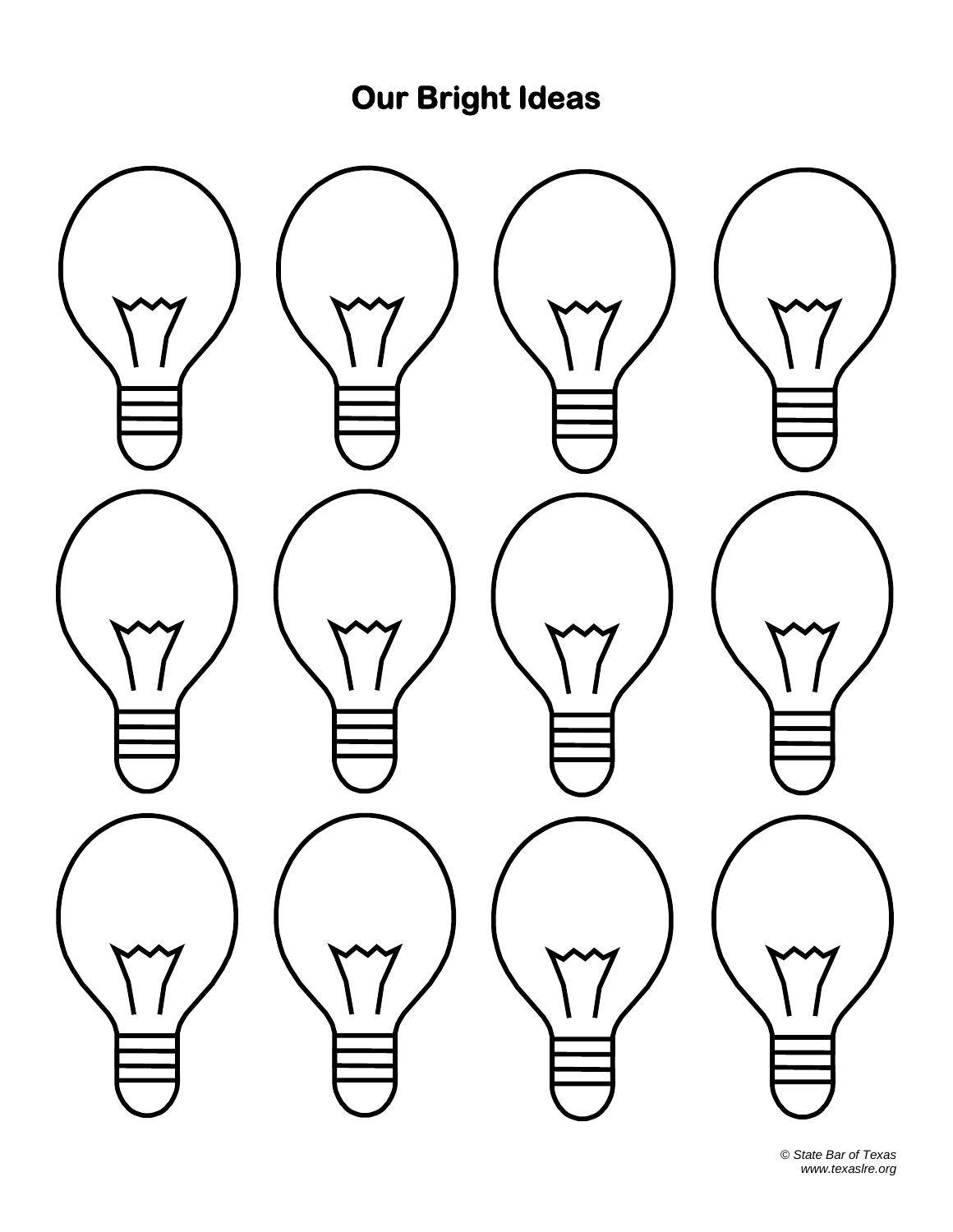# Our Bright Ideas

*© State Bar of Texas*
*www.texaslre.org*